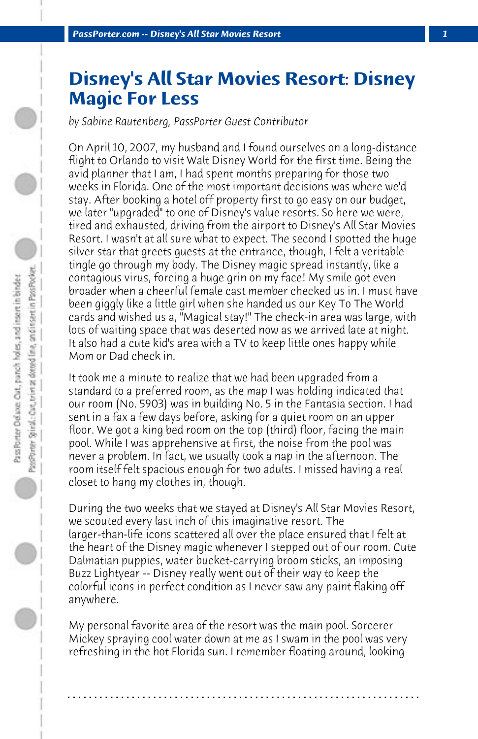# Disney's All Star Movies Resort: Disney Magic For Less

*by Sabine Rautenberg, PassPorter Guest Contributor*

On April 10, 2007, my husband and I found ourselves on a long-distance flight to Orlando to visit Walt Disney World for the first time. Being the avid planner that I am, I had spent months preparing for those two weeks in Florida. One of the most important decisions was where we'd stay. After booking a hotel off property first to go easy on our budget, we later "upgraded" to one of Disney's value resorts. So here we were, tired and exhausted, driving from the airport to Disney's All Star Movies Resort. I wasn't at all sure what to expect. The second I spotted the huge silver star that greets guests at the entrance, though, I felt a veritable tingle go through my body. The Disney magic spread instantly, like a contagious virus, forcing a huge grin on my face! My smile got even broader when a cheerful female cast member checked us in. I must have been giggly like a little girl when she handed us our Key To The World cards and wished us a, "Magical stay!" The check-in area was large, with lots of waiting space that was deserted now as we arrived late at night. It also had a cute kid's area with a TV to keep little ones happy while Mom or Dad check in.

It took me a minute to realize that we had been upgraded from a standard to a preferred room, as the map I was holding indicated that our room (No. 5903) was in building No. 5 in the Fantasia section. I had sent in a fax a few days before, asking for a quiet room on an upper floor. We got a king bed room on the top (third) floor, facing the main pool. While I was apprehensive at first, the noise from the pool was never a problem. In fact, we usually took a nap in the afternoon. The room itself felt spacious enough for two adults. I missed having a real closet to hang my clothes in, though.

During the two weeks that we stayed at Disney's All Star Movies Resort, we scouted every last inch of this imaginative resort. The larger-than-life icons scattered all over the place ensured that I felt at the heart of the Disney magic whenever I stepped out of our room. Cute Dalmatian puppies, water bucket-carrying broom sticks, an imposing Buzz Lightyear -- Disney really went out of their way to keep the colorful icons in perfect condition as I never saw any paint flaking off anywhere.

My personal favorite area of the resort was the main pool. Sorcerer Mickey spraying cool water down at me as I swam in the pool was very refreshing in the hot Florida sun. I remember floating around, looking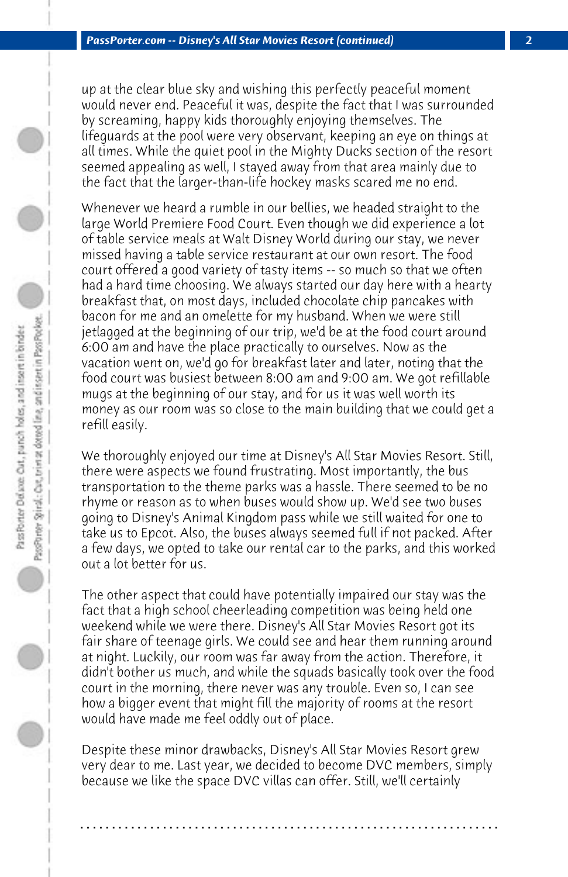up at the clear blue sky and wishing this perfectly peaceful moment would never end. Peaceful it was, despite the fact that I was surrounded by screaming, happy kids thoroughly enjoying themselves. The lifeguards at the pool were very observant, keeping an eye on things at all times. While the quiet pool in the Mighty Ducks section of the resort seemed appealing as well, I stayed away from that area mainly due to the fact that the larger-than-life hockey masks scared me no end.

Whenever we heard a rumble in our bellies, we headed straight to the large World Premiere Food Court. Even though we did experience a lot of table service meals at Walt Disney World during our stay, we never missed having a table service restaurant at our own resort. The food court offered a good variety of tasty items -- so much so that we often had a hard time choosing. We always started our day here with a hearty breakfast that, on most days, included chocolate chip pancakes with bacon for me and an omelette for my husband. When we were still jetlagged at the beginning of our trip, we'd be at the food court around 6:00 am and have the place practically to ourselves. Now as the vacation went on, we'd go for breakfast later and later, noting that the food court was busiest between 8:00 am and 9:00 am. We got refillable mugs at the beginning of our stay, and for us it was well worth its money as our room was so close to the main building that we could get a refill easily.

We thoroughly enjoyed our time at Disney's All Star Movies Resort. Still, there were aspects we found frustrating. Most importantly, the bus transportation to the theme parks was a hassle. There seemed to be no rhyme or reason as to when buses would show up. We'd see two buses going to Disney's Animal Kingdom pass while we still waited for one to take us to Epcot. Also, the buses always seemed full if not packed. After a few days, we opted to take our rental car to the parks, and this worked out a lot better for us.

The other aspect that could have potentially impaired our stay was the fact that a high school cheerleading competition was being held one weekend while we were there. Disney's All Star Movies Resort got its fair share of teenage girls. We could see and hear them running around at night. Luckily, our room was far away from the action. Therefore, it didn't bother us much, and while the squads basically took over the food court in the morning, there never was any trouble. Even so, I can see how a bigger event that might fill the majority of rooms at the resort would have made me feel oddly out of place.

Despite these minor drawbacks, Disney's All Star Movies Resort grew very dear to me. Last year, we decided to become DVC members, simply because we like the space DVC villas can offer. Still, we'll certainly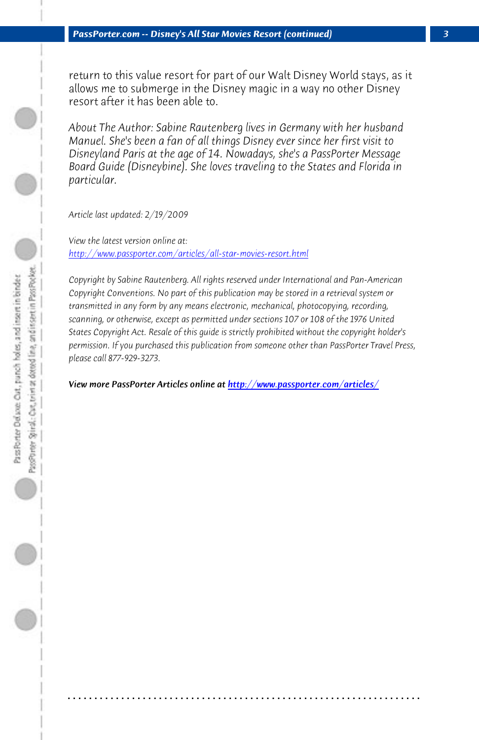return to this value resort for part of our Walt Disney World stays, as it allows me to submerge in the Disney magic in a way no other Disney resort after it has been able to.

*About The Author: Sabine Rautenberg lives in Germany with her husband Manuel. She's been a fan of all things Disney ever since her first visit to Disneyland Paris at the age of 14. Nowadays, she's a PassPorter Message Board Guide (Disneybine). She loves traveling to the States and Florida in particular.*

*Article last updated: 2/19/2009*

*View the latest version online at:*
*http://www.passporter.com/articles/all-star-movies-resort.html*

*Copyright by Sabine Rautenberg. All rights reserved under International and Pan-American Copyright Conventions. No part of this publication may be stored in a retrieval system or transmitted in any form by any means electronic, mechanical, photocopying, recording, scanning, or otherwise, except as permitted under sections 107 or 108 of the 1976 United States Copyright Act. Resale of this guide is strictly prohibited without the copyright holder's permission. If you purchased this publication from someone other than PassPorter Travel Press, please call 877-929-3273.*

***View more PassPorter Articles online at http://www.passporter.com/articles/***